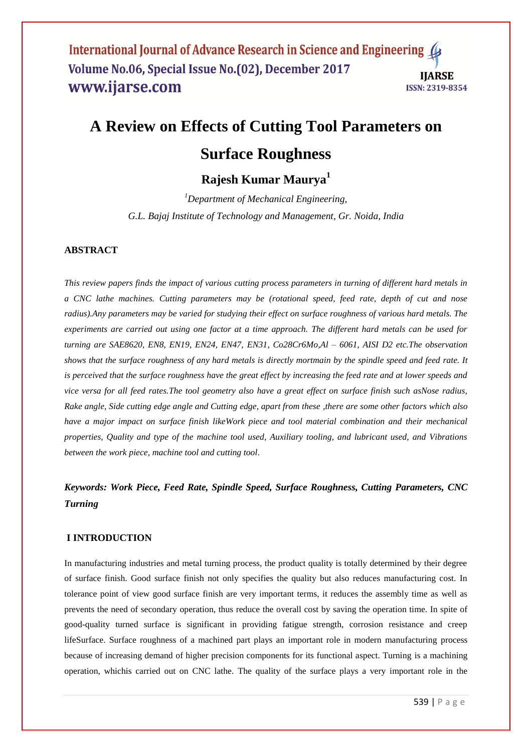# A Review on Effects of Cutting Tool Parameters on Surface Roughness

**Rajesh Kumar Maurya[1]**

*[1]Department of Mechanical Engineering,*
*G.L. Bajaj Institute of Technology and Management, Gr. Noida, India*

## ABSTRACT

*This review papers finds the impact of various cutting process parameters in turning of different hard metals in a CNC lathe machines. Cutting parameters may be (rotational speed, feed rate, depth of cut and nose radius).Any parameters may be varied for studying their effect on surface roughness of various hard metals. The experiments are carried out using one factor at a time approach. The different hard metals can be used for turning are SAE8620, EN8, EN19, EN24, EN47, EN31, Co28Cr6Mo,Al – 6061, AISI D2 etc.The observation shows that the surface roughness of any hard metals is directly mortmain by the spindle speed and feed rate. It is perceived that the surface roughness have the great effect by increasing the feed rate and at lower speeds and vice versa for all feed rates.The tool geometry also have a great effect on surface finish such asNose radius, Rake angle, Side cutting edge angle and Cutting edge, apart from these ,there are some other factors which also have a major impact on surface finish likeWork piece and tool material combination and their mechanical properties, Quality and type of the machine tool used, Auxiliary tooling, and lubricant used, and Vibrations between the work piece, machine tool and cutting tool.*

***Keywords: Work Piece, Feed Rate, Spindle Speed, Surface Roughness, Cutting Parameters, CNC Turning***

## I INTRODUCTION

In manufacturing industries and metal turning process, the product quality is totally determined by their degree of surface finish. Good surface finish not only specifies the quality but also reduces manufacturing cost. In tolerance point of view good surface finish are very important terms, it reduces the assembly time as well as prevents the need of secondary operation, thus reduce the overall cost by saving the operation time. In spite of good-quality turned surface is significant in providing fatigue strength, corrosion resistance and creep lifeSurface. Surface roughness of a machined part plays an important role in modern manufacturing process because of increasing demand of higher precision components for its functional aspect. Turning is a machining operation, whichis carried out on CNC lathe. The quality of the surface plays a very important role in the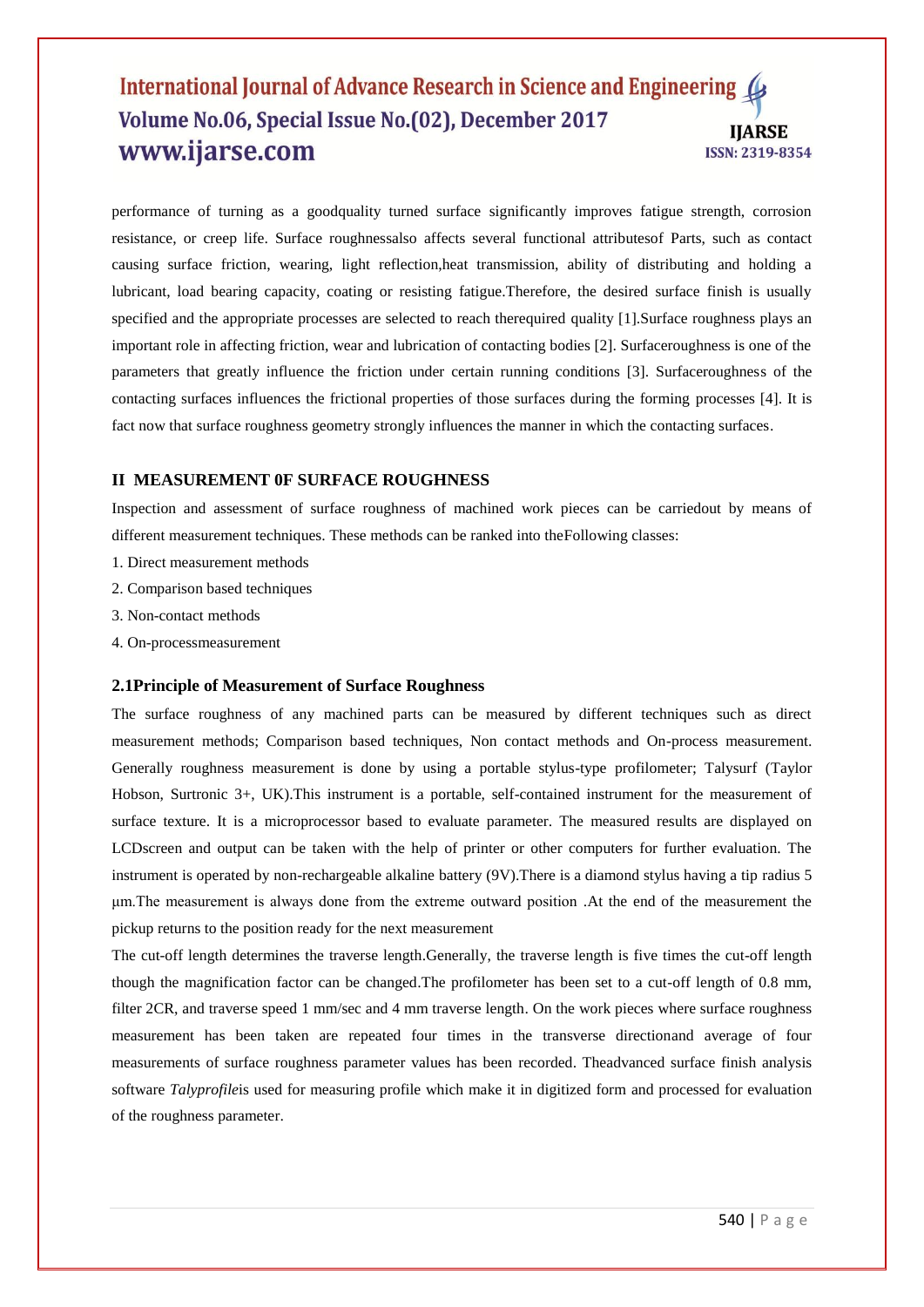performance of turning as a goodquality turned surface significantly improves fatigue strength, corrosion resistance, or creep life. Surface roughnessalso affects several functional attributesof Parts, such as contact causing surface friction, wearing, light reflection,heat transmission, ability of distributing and holding a lubricant, load bearing capacity, coating or resisting fatigue.Therefore, the desired surface finish is usually specified and the appropriate processes are selected to reach therequired quality [1].Surface roughness plays an important role in affecting friction, wear and lubrication of contacting bodies [2]. Surfaceroughness is one of the parameters that greatly influence the friction under certain running conditions [3]. Surfaceroughness of the contacting surfaces influences the frictional properties of those surfaces during the forming processes [4]. It is fact now that surface roughness geometry strongly influences the manner in which the contacting surfaces.

## II MEASUREMENT 0F SURFACE ROUGHNESS

Inspection and assessment of surface roughness of machined work pieces can be carriedout by means of different measurement techniques. These methods can be ranked into theFollowing classes:

1. Direct measurement methods
2. Comparison based techniques
3. Non-contact methods
4. On-processmeasurement

### 2.1Principle of Measurement of Surface Roughness

The surface roughness of any machined parts can be measured by different techniques such as direct measurement methods; Comparison based techniques, Non contact methods and On-process measurement. Generally roughness measurement is done by using a portable stylus-type profilometer; Talysurf (Taylor Hobson, Surtronic 3+, UK).This instrument is a portable, self-contained instrument for the measurement of surface texture. It is a microprocessor based to evaluate parameter. The measured results are displayed on LCDscreen and output can be taken with the help of printer or other computers for further evaluation. The instrument is operated by non-rechargeable alkaline battery (9V).There is a diamond stylus having a tip radius 5 μm.The measurement is always done from the extreme outward position .At the end of the measurement the pickup returns to the position ready for the next measurement

The cut-off length determines the traverse length.Generally, the traverse length is five times the cut-off length though the magnification factor can be changed.The profilometer has been set to a cut-off length of 0.8 mm, filter 2CR, and traverse speed 1 mm/sec and 4 mm traverse length. On the work pieces where surface roughness measurement has been taken are repeated four times in the transverse directionand average of four measurements of surface roughness parameter values has been recorded. Theadvanced surface finish analysis software *Talyprofile*is used for measuring profile which make it in digitized form and processed for evaluation of the roughness parameter.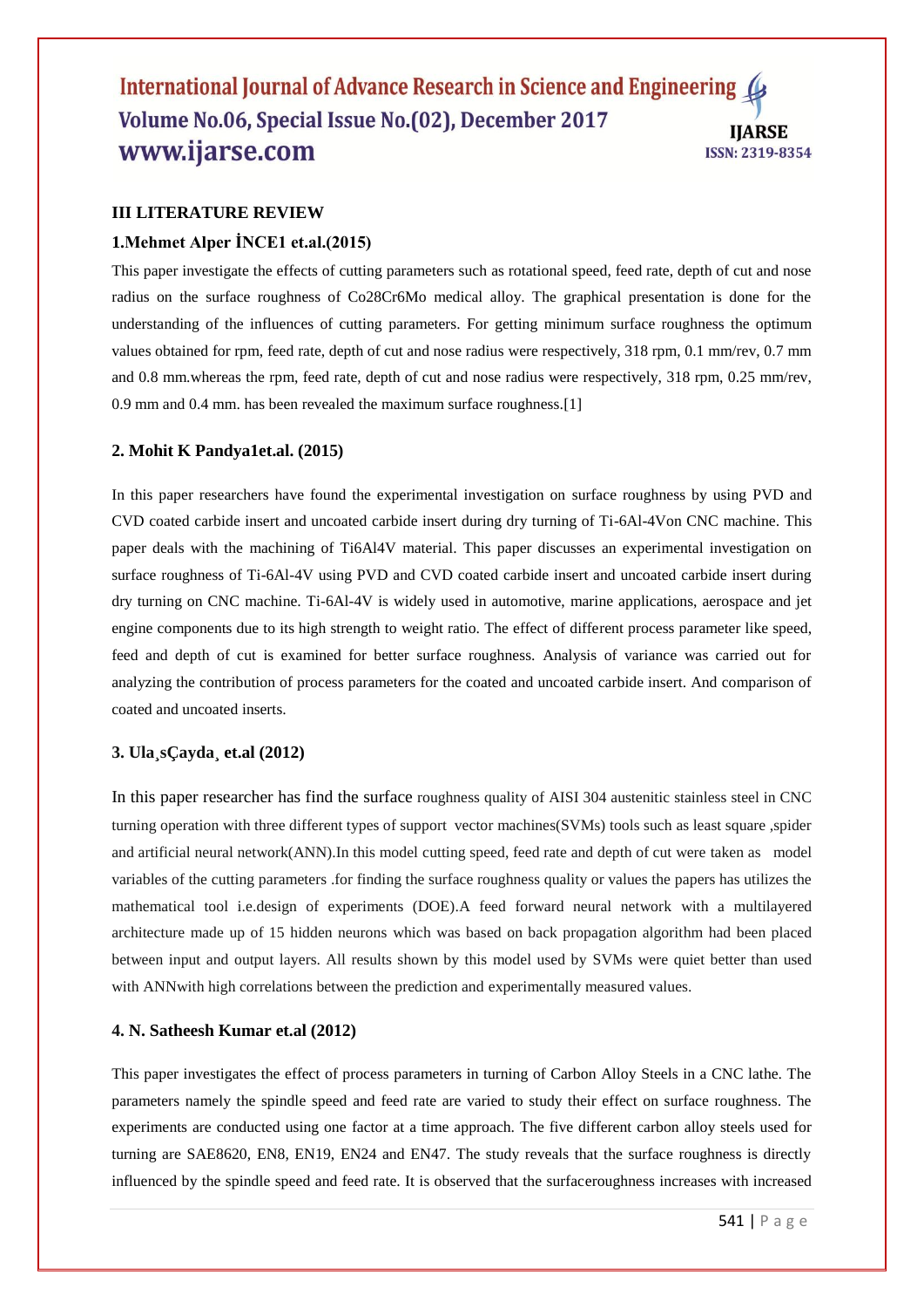## III LITERATURE REVIEW

### 1.Mehmet Alper İNCE1 et.al.(2015)

This paper investigate the effects of cutting parameters such as rotational speed, feed rate, depth of cut and nose radius on the surface roughness of Co28Cr6Mo medical alloy. The graphical presentation is done for the understanding of the influences of cutting parameters. For getting minimum surface roughness the optimum values obtained for rpm, feed rate, depth of cut and nose radius were respectively, 318 rpm, 0.1 mm/rev, 0.7 mm and 0.8 mm.whereas the rpm, feed rate, depth of cut and nose radius were respectively, 318 rpm, 0.25 mm/rev, 0.9 mm and 0.4 mm. has been revealed the maximum surface roughness.[1]

### 2. Mohit K Pandya1et.al. (2015)

In this paper researchers have found the experimental investigation on surface roughness by using PVD and CVD coated carbide insert and uncoated carbide insert during dry turning of Ti-6Al-4Von CNC machine. This paper deals with the machining of Ti6Al4V material. This paper discusses an experimental investigation on surface roughness of Ti-6Al-4V using PVD and CVD coated carbide insert and uncoated carbide insert during dry turning on CNC machine. Ti-6Al-4V is widely used in automotive, marine applications, aerospace and jet engine components due to its high strength to weight ratio. The effect of different process parameter like speed, feed and depth of cut is examined for better surface roughness. Analysis of variance was carried out for analyzing the contribution of process parameters for the coated and uncoated carbide insert. And comparison of coated and uncoated inserts.

### 3. Ula¸sÇayda¸ et.al (2012)

In this paper researcher has find the surface roughness quality of AISI 304 austenitic stainless steel in CNC turning operation with three different types of support vector machines(SVMs) tools such as least square ,spider and artificial neural network(ANN).In this model cutting speed, feed rate and depth of cut were taken as model variables of the cutting parameters .for finding the surface roughness quality or values the papers has utilizes the mathematical tool i.e.design of experiments (DOE).A feed forward neural network with a multilayered architecture made up of 15 hidden neurons which was based on back propagation algorithm had been placed between input and output layers. All results shown by this model used by SVMs were quiet better than used with ANNwith high correlations between the prediction and experimentally measured values.

### 4. N. Satheesh Kumar et.al (2012)

This paper investigates the effect of process parameters in turning of Carbon Alloy Steels in a CNC lathe. The parameters namely the spindle speed and feed rate are varied to study their effect on surface roughness. The experiments are conducted using one factor at a time approach. The five different carbon alloy steels used for turning are SAE8620, EN8, EN19, EN24 and EN47. The study reveals that the surface roughness is directly influenced by the spindle speed and feed rate. It is observed that the surfaceroughness increases with increased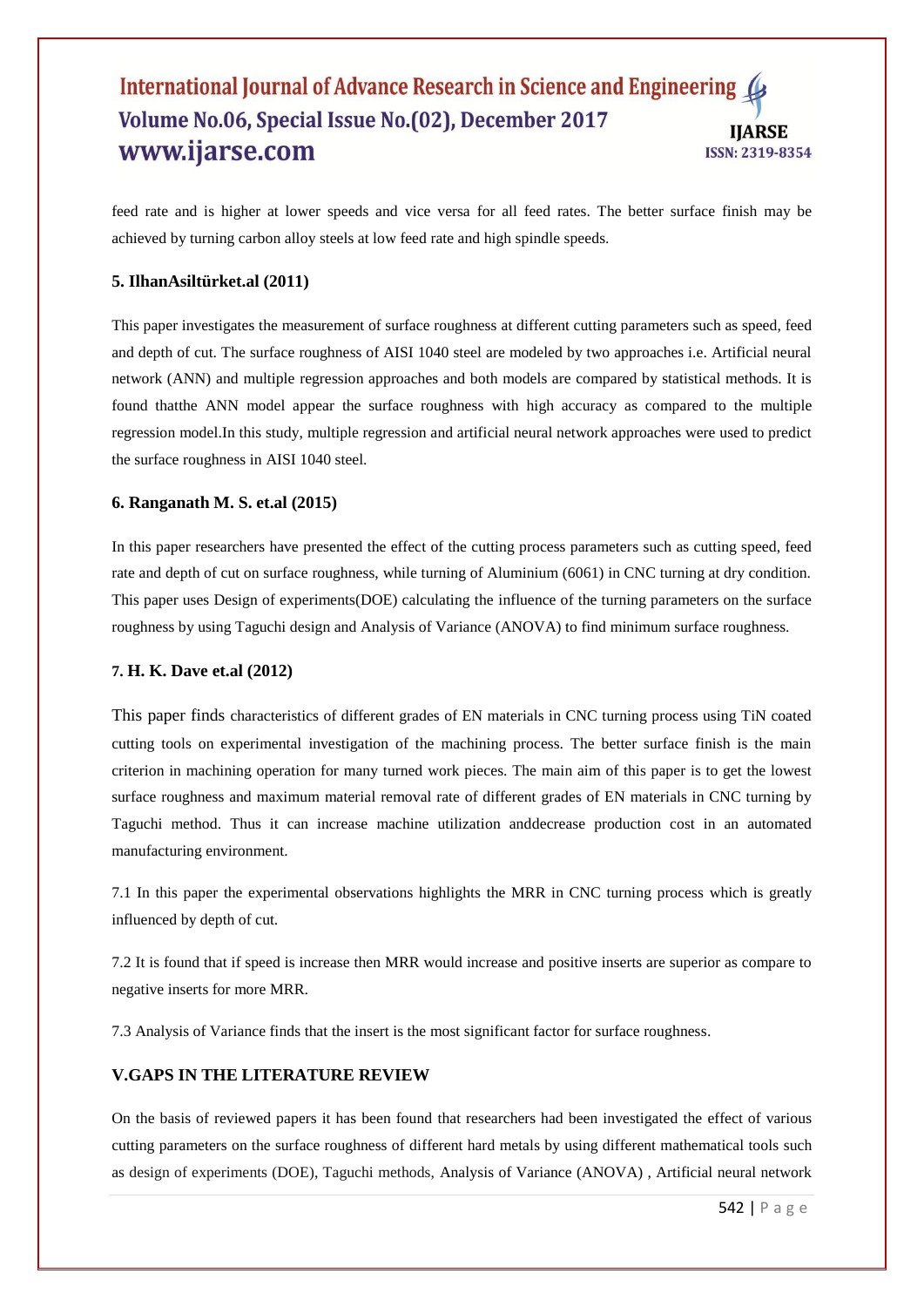feed rate and is higher at lower speeds and vice versa for all feed rates. The better surface finish may be achieved by turning carbon alloy steels at low feed rate and high spindle speeds.

### 5. IlhanAsiltürket.al (2011)

This paper investigates the measurement of surface roughness at different cutting parameters such as speed, feed and depth of cut. The surface roughness of AISI 1040 steel are modeled by two approaches i.e. Artificial neural network (ANN) and multiple regression approaches and both models are compared by statistical methods. It is found thatthe ANN model appear the surface roughness with high accuracy as compared to the multiple regression model.In this study, multiple regression and artificial neural network approaches were used to predict the surface roughness in AISI 1040 steel.

### 6. Ranganath M. S. et.al (2015)

In this paper researchers have presented the effect of the cutting process parameters such as cutting speed, feed rate and depth of cut on surface roughness, while turning of Aluminium (6061) in CNC turning at dry condition. This paper uses Design of experiments(DOE) calculating the influence of the turning parameters on the surface roughness by using Taguchi design and Analysis of Variance (ANOVA) to find minimum surface roughness.

### 7. H. K. Dave et.al (2012)

This paper finds characteristics of different grades of EN materials in CNC turning process using TiN coated cutting tools on experimental investigation of the machining process. The better surface finish is the main criterion in machining operation for many turned work pieces. The main aim of this paper is to get the lowest surface roughness and maximum material removal rate of different grades of EN materials in CNC turning by Taguchi method. Thus it can increase machine utilization anddecrease production cost in an automated manufacturing environment.

7.1 In this paper the experimental observations highlights the MRR in CNC turning process which is greatly influenced by depth of cut.

7.2 It is found that if speed is increase then MRR would increase and positive inserts are superior as compare to negative inserts for more MRR.

7.3 Analysis of Variance finds that the insert is the most significant factor for surface roughness.

## V.GAPS IN THE LITERATURE REVIEW

On the basis of reviewed papers it has been found that researchers had been investigated the effect of various cutting parameters on the surface roughness of different hard metals by using different mathematical tools such as design of experiments (DOE), Taguchi methods, Analysis of Variance (ANOVA) , Artificial neural network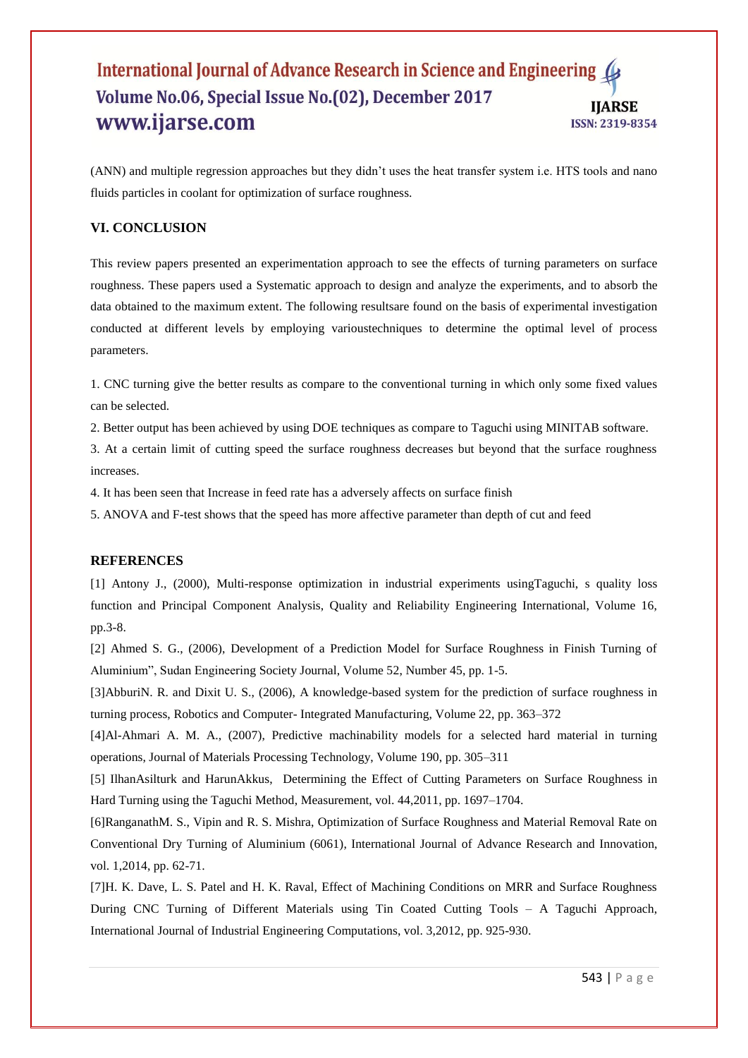(ANN) and multiple regression approaches but they didn't uses the heat transfer system i.e. HTS tools and nano fluids particles in coolant for optimization of surface roughness.

## VI. CONCLUSION

This review papers presented an experimentation approach to see the effects of turning parameters on surface roughness. These papers used a Systematic approach to design and analyze the experiments, and to absorb the data obtained to the maximum extent. The following resultsare found on the basis of experimental investigation conducted at different levels by employing varioustechniques to determine the optimal level of process parameters.

1. CNC turning give the better results as compare to the conventional turning in which only some fixed values can be selected.
2. Better output has been achieved by using DOE techniques as compare to Taguchi using MINITAB software.
3. At a certain limit of cutting speed the surface roughness decreases but beyond that the surface roughness increases.
4. It has been seen that Increase in feed rate has a adversely affects on surface finish
5. ANOVA and F-test shows that the speed has more affective parameter than depth of cut and feed

## REFERENCES

[1] Antony J., (2000), Multi-response optimization in industrial experiments usingTaguchi, s quality loss function and Principal Component Analysis, Quality and Reliability Engineering International, Volume 16, pp.3-8.

[2] Ahmed S. G., (2006), Development of a Prediction Model for Surface Roughness in Finish Turning of Aluminium", Sudan Engineering Society Journal, Volume 52, Number 45, pp. 1-5.

[3]AbburiN. R. and Dixit U. S., (2006), A knowledge-based system for the prediction of surface roughness in turning process, Robotics and Computer- Integrated Manufacturing, Volume 22, pp. 363–372

[4]Al-Ahmari A. M. A., (2007), Predictive machinability models for a selected hard material in turning operations, Journal of Materials Processing Technology, Volume 190, pp. 305–311

[5] IlhanAsilturk and HarunAkkus, Determining the Effect of Cutting Parameters on Surface Roughness in Hard Turning using the Taguchi Method, Measurement, vol. 44,2011, pp. 1697–1704.

[6]RanganathM. S., Vipin and R. S. Mishra, Optimization of Surface Roughness and Material Removal Rate on Conventional Dry Turning of Aluminium (6061), International Journal of Advance Research and Innovation, vol. 1,2014, pp. 62-71.

[7]H. K. Dave, L. S. Patel and H. K. Raval, Effect of Machining Conditions on MRR and Surface Roughness During CNC Turning of Different Materials using Tin Coated Cutting Tools – A Taguchi Approach, International Journal of Industrial Engineering Computations, vol. 3,2012, pp. 925-930.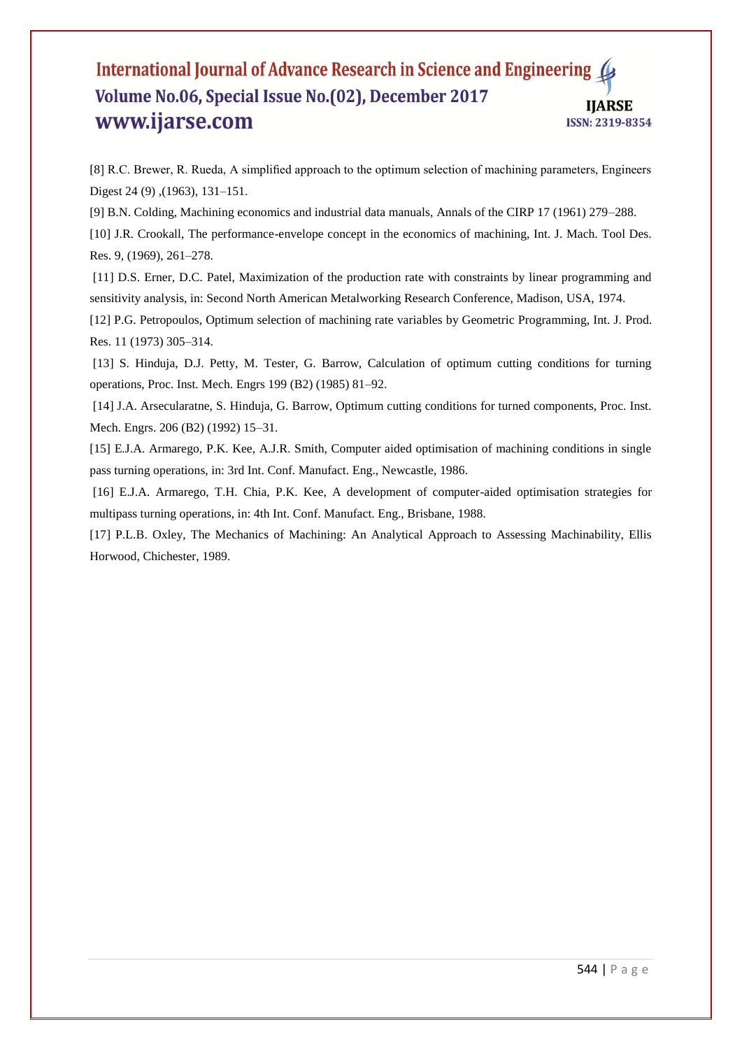[8] R.C. Brewer, R. Rueda, A simplified approach to the optimum selection of machining parameters, Engineers Digest 24 (9) ,(1963), 131–151.

[9] B.N. Colding, Machining economics and industrial data manuals, Annals of the CIRP 17 (1961) 279–288.

[10] J.R. Crookall, The performance-envelope concept in the economics of machining, Int. J. Mach. Tool Des. Res. 9, (1969), 261–278.

[11] D.S. Erner, D.C. Patel, Maximization of the production rate with constraints by linear programming and sensitivity analysis, in: Second North American Metalworking Research Conference, Madison, USA, 1974.

[12] P.G. Petropoulos, Optimum selection of machining rate variables by Geometric Programming, Int. J. Prod. Res. 11 (1973) 305–314.

[13] S. Hinduja, D.J. Petty, M. Tester, G. Barrow, Calculation of optimum cutting conditions for turning operations, Proc. Inst. Mech. Engrs 199 (B2) (1985) 81–92.

[14] J.A. Arsecularatne, S. Hinduja, G. Barrow, Optimum cutting conditions for turned components, Proc. Inst. Mech. Engrs. 206 (B2) (1992) 15–31.

[15] E.J.A. Armarego, P.K. Kee, A.J.R. Smith, Computer aided optimisation of machining conditions in single pass turning operations, in: 3rd Int. Conf. Manufact. Eng., Newcastle, 1986.

[16] E.J.A. Armarego, T.H. Chia, P.K. Kee, A development of computer-aided optimisation strategies for multipass turning operations, in: 4th Int. Conf. Manufact. Eng., Brisbane, 1988.

[17] P.L.B. Oxley, The Mechanics of Machining: An Analytical Approach to Assessing Machinability, Ellis Horwood, Chichester, 1989.